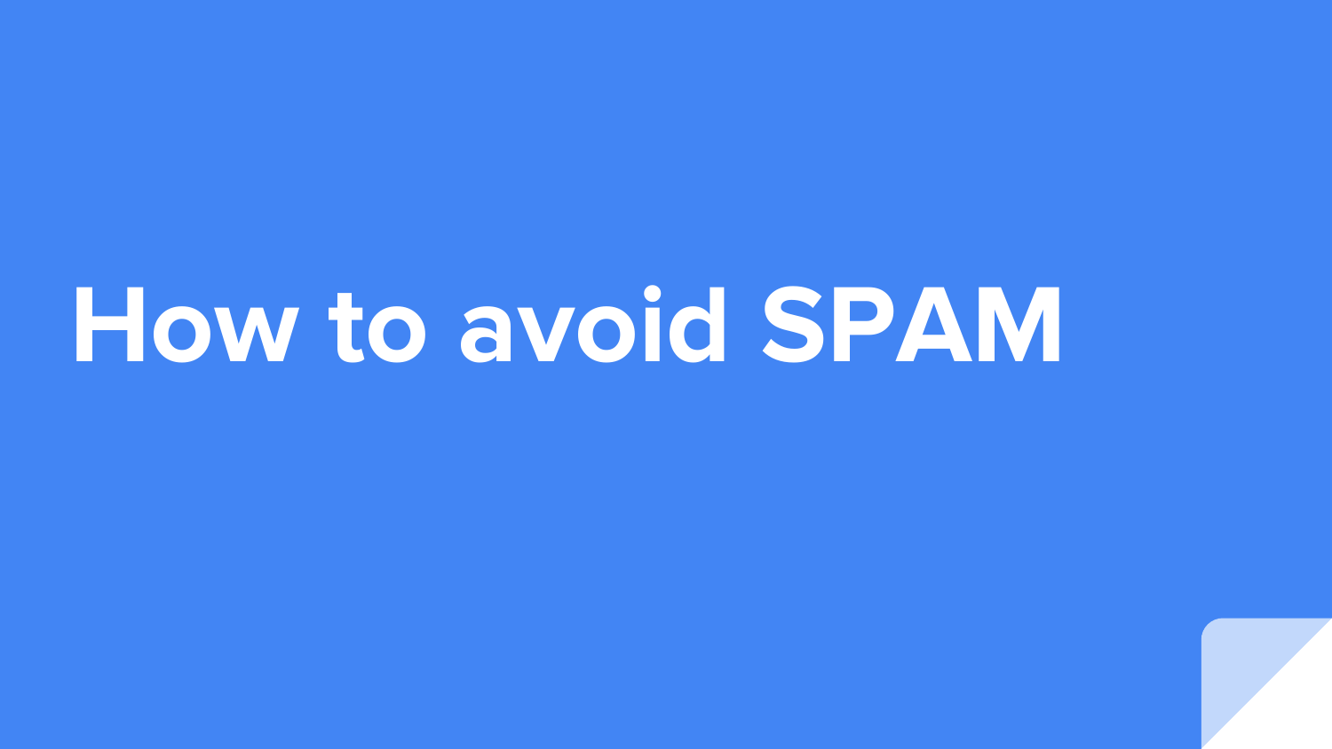# How to avoid SPAM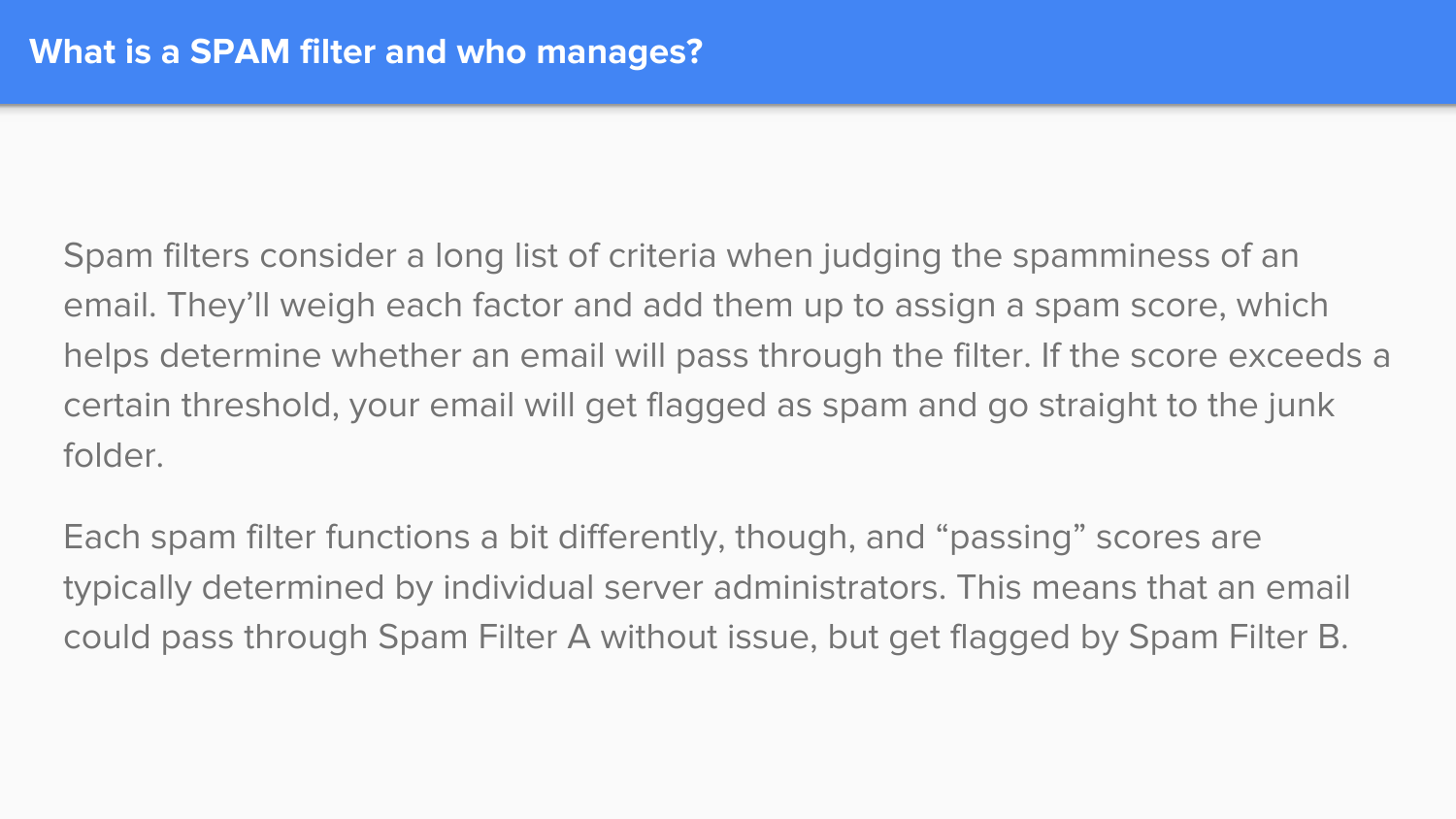# What is a SPAM filter and who manages?

Spam filters consider a long list of criteria when judging the spamminess of an email. They'll weigh each factor and add them up to assign a spam score, which helps determine whether an email will pass through the filter. If the score exceeds a certain threshold, your email will get flagged as spam and go straight to the junk folder.

Each spam filter functions a bit differently, though, and "passing" scores are typically determined by individual server administrators. This means that an email could pass through Spam Filter A without issue, but get flagged by Spam Filter B.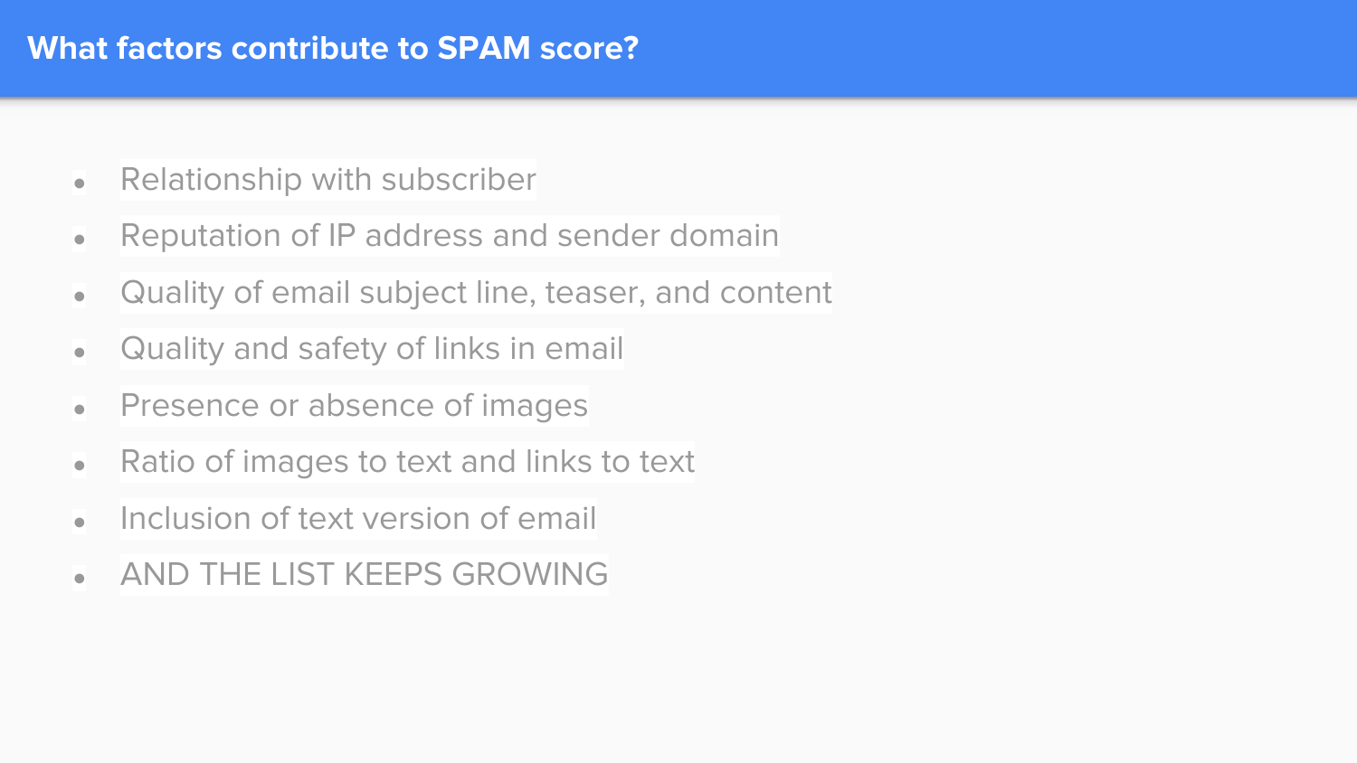# What factors contribute to SPAM score?

- Relationship with subscriber
- Reputation of IP address and sender domain
- Quality of email subject line, teaser, and content
- Quality and safety of links in email
- Presence or absence of images
- Ratio of images to text and links to text
- Inclusion of text version of email
- AND THE LIST KEEPS GROWING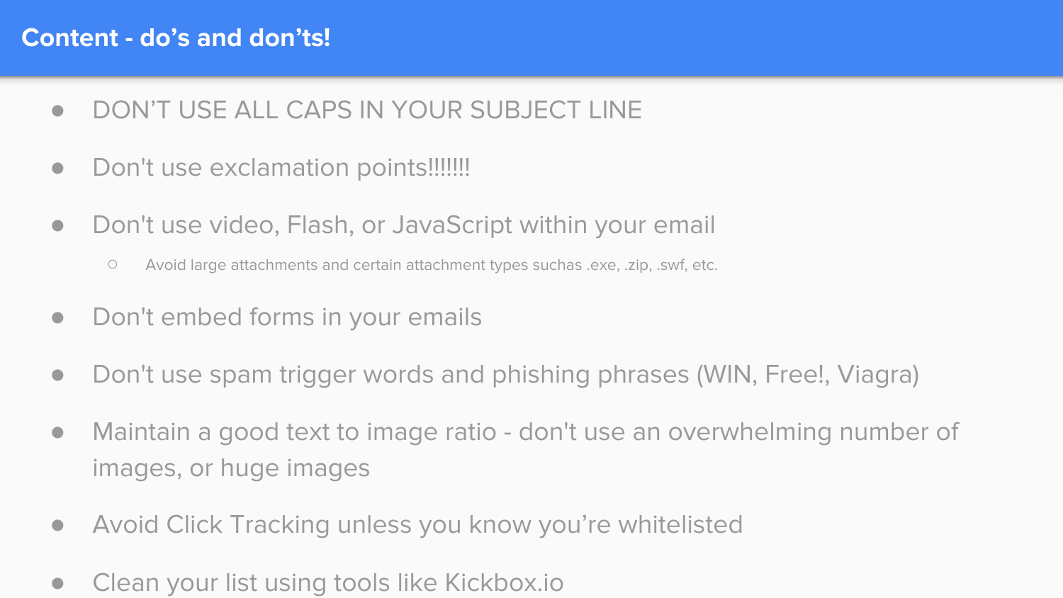# Content - do's and don'ts!

- DON'T USE ALL CAPS IN YOUR SUBJECT LINE
- Don't use exclamation points!!!!!!!
- Don't use video, Flash, or JavaScript within your email
  - Avoid large attachments and certain attachment types suchas .exe, .zip, .swf, etc.
- Don't embed forms in your emails
- Don't use spam trigger words and phishing phrases (WIN, Free!, Viagra)
- Maintain a good text to image ratio - don't use an overwhelming number of images, or huge images
- Avoid Click Tracking unless you know you're whitelisted
- Clean your list using tools like Kickbox.io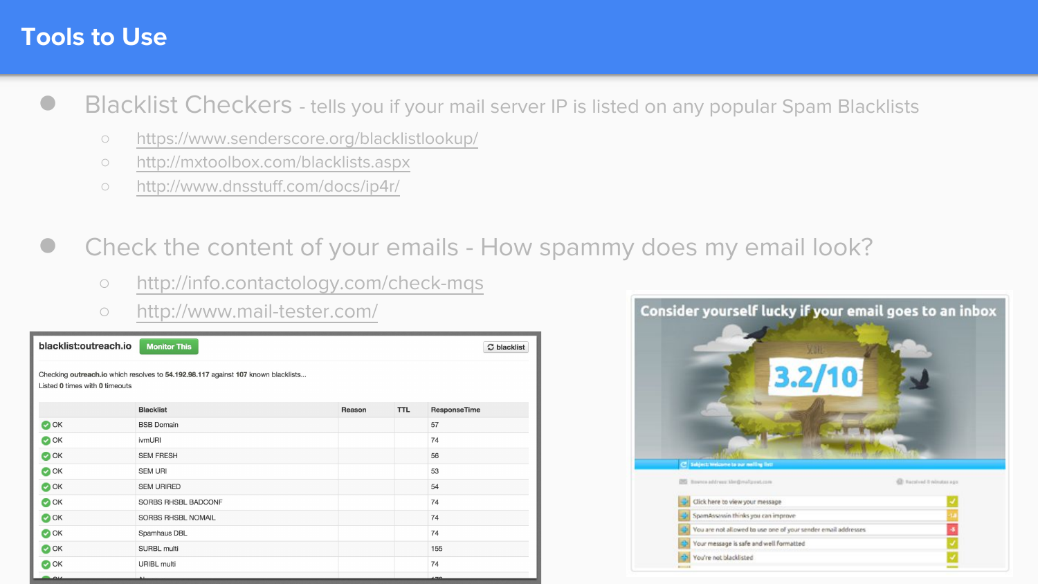# Tools to Use

- Blacklist Checkers - tells you if your mail server IP is listed on any popular Spam Blacklists
  - https://www.senderscore.org/blacklistlookup/
  - http://mxtoolbox.com/blacklists.aspx
  - http://www.dnsstuff.com/docs/ip4r/
- Check the content of your emails - How spammy does my email look?
  - http://info.contactology.com/check-mqs
  - http://www.mail-tester.com/

**blacklist:outreach.io** Monitor This

Checking **outreach.io** which resolves to **54.192.98.117** against **107** known blacklists...
Listed **0** times with **0** timeouts

| | Blacklist | Reason | TTL | ResponseTime |
|---|---|---|---|---|
| OK | BSB Domain | | | 57 |
| OK | ivmURI | | | 74 |
| OK | SEM FRESH | | | 56 |
| OK | SEM URI | | | 53 |
| OK | SEM URIRED | | | 54 |
| OK | SORBS RHSBL BADCONF | | | 74 |
| OK | SORBS RHSBL NOMAIL | | | 74 |
| OK | Spamhaus DBL | | | 74 |
| OK | SURBL multi | | | 155 |
| OK | URIBL multi | | | 74 |

Consider yourself lucky if your email goes to an inbox

3.2/10

- Click here to view your message
- SpamAssassin thinks you can improve
- You are not allowed to use one of your sender email addresses
- Your message is safe and well formatted
- You're not blacklisted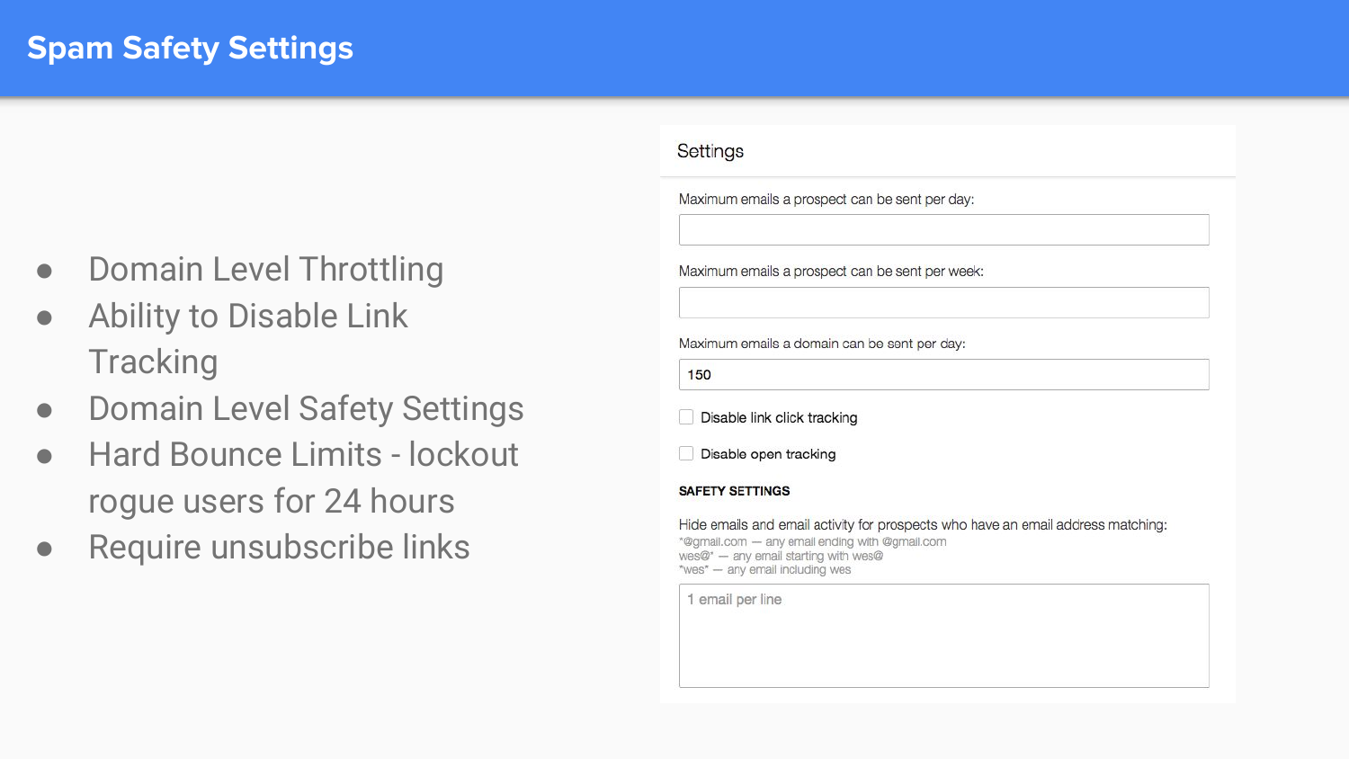# Spam Safety Settings

- Domain Level Throttling
- Ability to Disable Link Tracking
- Domain Level Safety Settings
- Hard Bounce Limits - lockout rogue users for 24 hours
- Require unsubscribe links

Settings

Maximum emails a prospect can be sent per day:

Maximum emails a prospect can be sent per week:

Maximum emails a domain can be sent per day:

150

Disable link click tracking

Disable open tracking

**SAFETY SETTINGS**

Hide emails and email activity for prospects who have an email address matching:

*@gmail.com — any email ending with @gmail.com
wes@* — any email starting with wes@
*wes* — any email including wes

1 email per line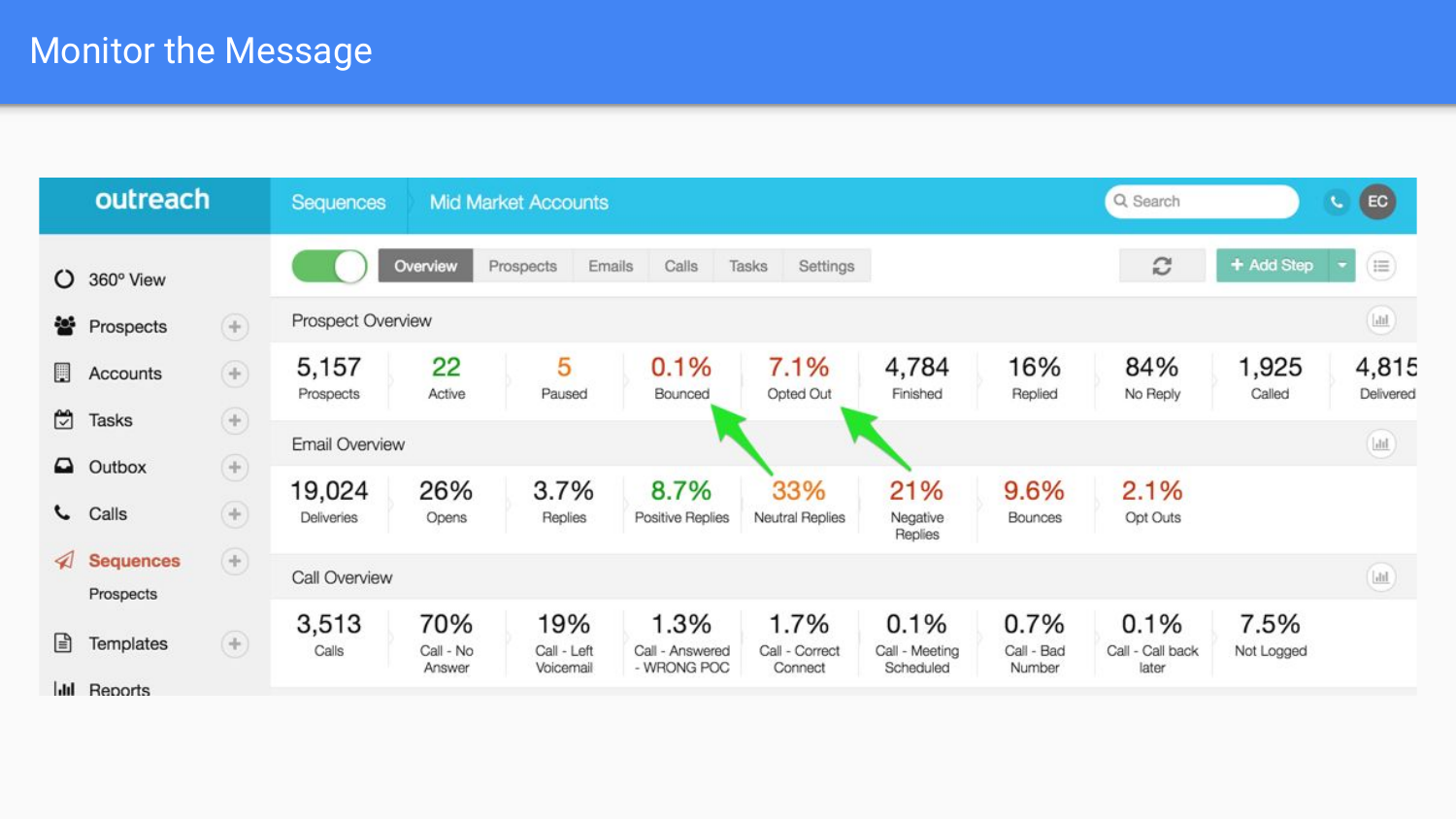# Monitor the Message

outreach

Sequences | Mid Market Accounts

- 360° View
- Prospects
- Accounts
- Tasks
- Outbox
- Calls
- Sequences
  - Prospects
- Templates
- Reports

Overview | Prospects | Emails | Calls | Tasks | Settings

+ Add Step

## Prospect Overview

| 5,157 | 22 | 5 | 0.1% | 7.1% | 4,784 | 16% | 84% | 1,925 | 4,815 |
|---|---|---|---|---|---|---|---|---|---|
| Prospects | Active | Paused | Bounced | Opted Out | Finished | Replied | No Reply | Called | Delivered |

## Email Overview

| 19,024 | 26% | 3.7% | 8.7% | 33% | 21% | 9.6% | 2.1% |
|---|---|---|---|---|---|---|---|
| Deliveries | Opens | Replies | Positive Replies | Neutral Replies | Negative Replies | Bounces | Opt Outs |

## Call Overview

| 3,513 | 70% | 19% | 1.3% | 1.7% | 0.1% | 0.7% | 0.1% | 7.5% |
|---|---|---|---|---|---|---|---|---|
| Calls | Call - No Answer | Call - Left Voicemail | Call - Answered - WRONG POC | Call - Correct Connect | Call - Meeting Scheduled | Call - Bad Number | Call - Call back later | Not Logged |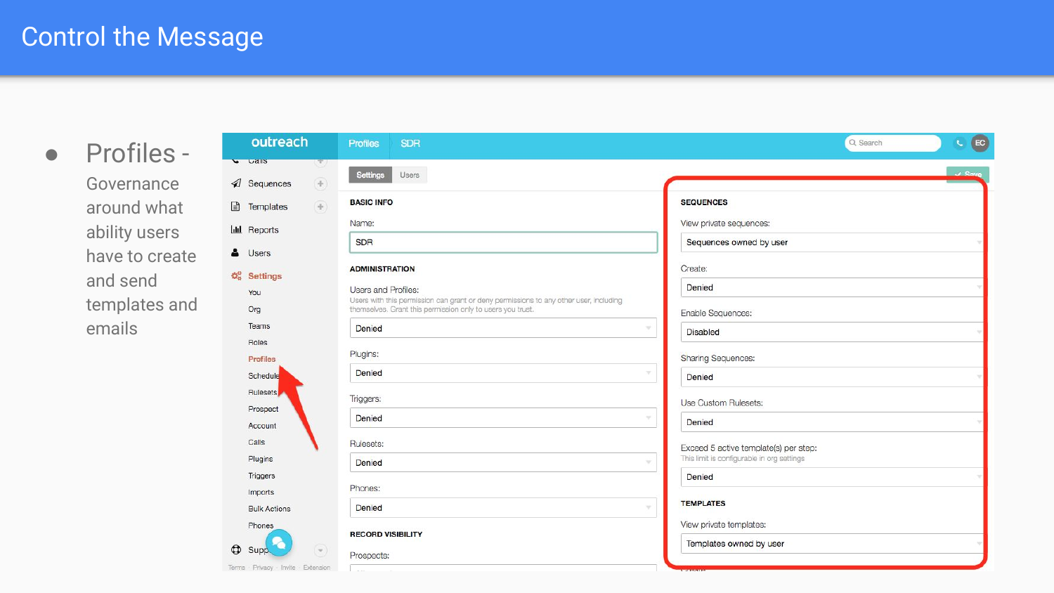# Control the Message

- **Profiles** - Governance around what ability users have to create and send templates and emails